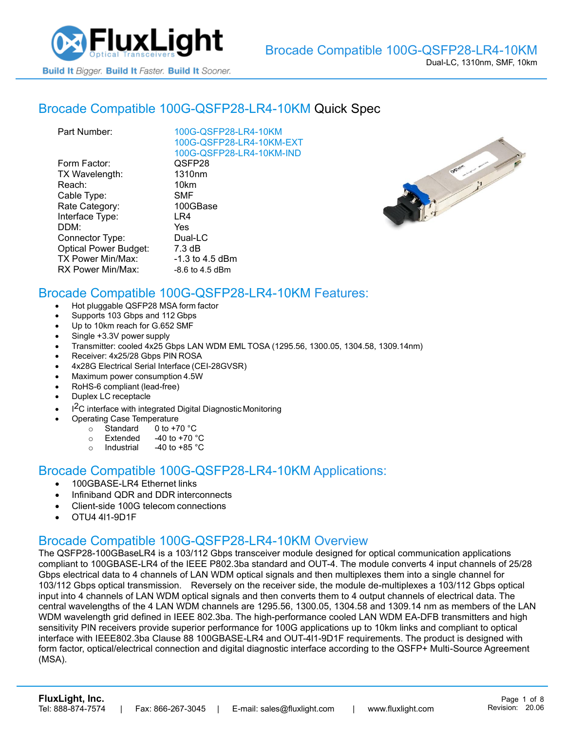# Brocade Compatible 100G-QSFP28-LR4-10KM

Dual-LC, 1310nm, SMF, 10km

## Brocade Compatible 100G-QSFP28-LR4-10KM Quick Spec

| | |
|---|---|
| Part Number: | 100G-QSFP28-LR4-10KM<br>100G-QSFP28-LR4-10KM-EXT<br>100G-QSFP28-LR4-10KM-IND |
| Form Factor: | QSFP28 |
| TX Wavelength: | 1310nm |
| Reach: | 10km |
| Cable Type: | SMF |
| Rate Category: | 100GBase |
| Interface Type: | LR4 |
| DDM: | Yes |
| Connector Type: | Dual-LC |
| Optical Power Budget: | 7.3 dB |
| TX Power Min/Max: | -1.3 to 4.5 dBm |
| RX Power Min/Max: | -8.6 to 4.5 dBm |

## Brocade Compatible 100G-QSFP28-LR4-10KM Features:

- Hot pluggable QSFP28 MSA form factor
- Supports 103 Gbps and 112 Gbps
- Up to 10km reach for G.652 SMF
- Single +3.3V power supply
- Transmitter: cooled 4x25 Gbps LAN WDM EML TOSA (1295.56, 1300.05, 1304.58, 1309.14nm)
- Receiver: 4x25/28 Gbps PIN ROSA
- 4x28G Electrical Serial Interface (CEI-28GVSR)
- Maximum power consumption 4.5W
- RoHS-6 compliant (lead-free)
- Duplex LC receptacle
- $I^2C$ interface with integrated Digital Diagnostic Monitoring
- Operating Case Temperature
  - Standard 0 to +70 °C
  - Extended -40 to +70 °C
  - Industrial -40 to +85 °C

## Brocade Compatible 100G-QSFP28-LR4-10KM Applications:

- 100GBASE-LR4 Ethernet links
- Infiniband QDR and DDR interconnects
- Client-side 100G telecom connections
- OTU4 4I1-9D1F

## Brocade Compatible 100G-QSFP28-LR4-10KM Overview

The QSFP28-100GBaseLR4 is a 103/112 Gbps transceiver module designed for optical communication applications compliant to 100GBASE-LR4 of the IEEE P802.3ba standard and OUT-4. The module converts 4 input channels of 25/28 Gbps electrical data to 4 channels of LAN WDM optical signals and then multiplexes them into a single channel for 103/112 Gbps optical transmission. Reversely on the receiver side, the module de-multiplexes a 103/112 Gbps optical input into 4 channels of LAN WDM optical signals and then converts them to 4 output channels of electrical data. The central wavelengths of the 4 LAN WDM channels are 1295.56, 1300.05, 1304.58 and 1309.14 nm as members of the LAN WDM wavelength grid defined in IEEE 802.3ba. The high-performance cooled LAN WDM EA-DFB transmitters and high sensitivity PIN receivers provide superior performance for 100G applications up to 10km links and compliant to optical interface with IEEE802.3ba Clause 88 100GBASE-LR4 and OUT-4I1-9D1F requirements. The product is designed with form factor, optical/electrical connection and digital diagnostic interface according to the QSFP+ Multi-Source Agreement (MSA).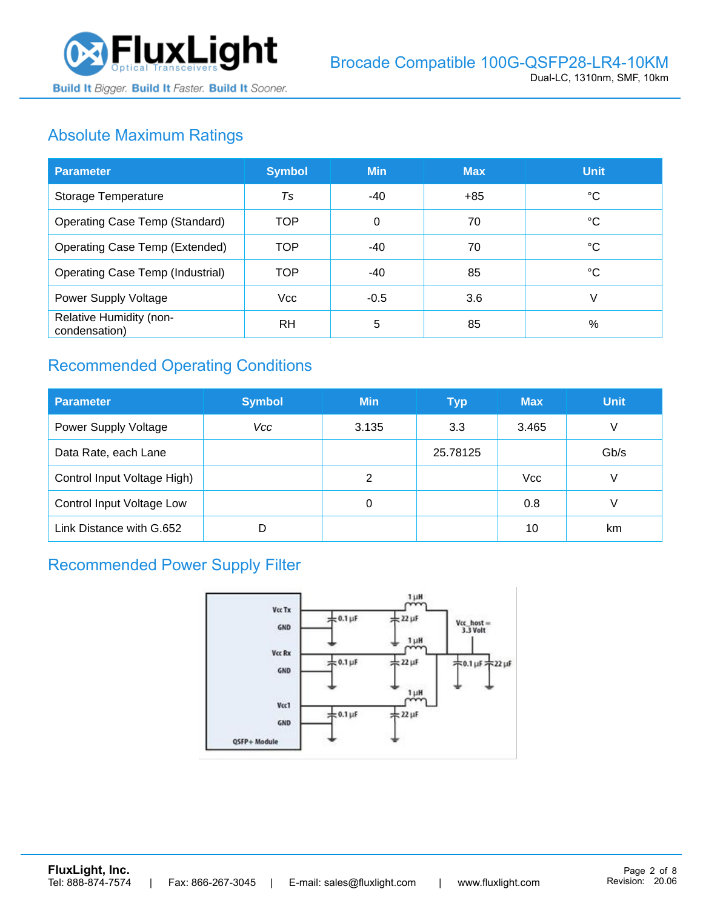## Absolute Maximum Ratings

| Parameter | Symbol | Min | Max | Unit |
|---|---|---|---|---|
| Storage Temperature | *Ts* | -40 | +85 | °C |
| Operating Case Temp (Standard) | TOP | 0 | 70 | °C |
| Operating Case Temp (Extended) | TOP | -40 | 70 | °C |
| Operating Case Temp (Industrial) | TOP | -40 | 85 | °C |
| Power Supply Voltage | Vcc | -0.5 | 3.6 | V |
| Relative Humidity (non-condensation) | RH | 5 | 85 | % |

## Recommended Operating Conditions

| Parameter | Symbol | Min | Typ | Max | Unit |
|---|---|---|---|---|---|
| Power Supply Voltage | *Vcc* | 3.135 | 3.3 | 3.465 | V |
| Data Rate, each Lane | | | 25.78125 | | Gb/s |
| Control Input Voltage High) | | 2 | | Vcc | V |
| Control Input Voltage Low | | 0 | | 0.8 | V |
| Link Distance with G.652 | D | | | 10 | km |

## Recommended Power Supply Filter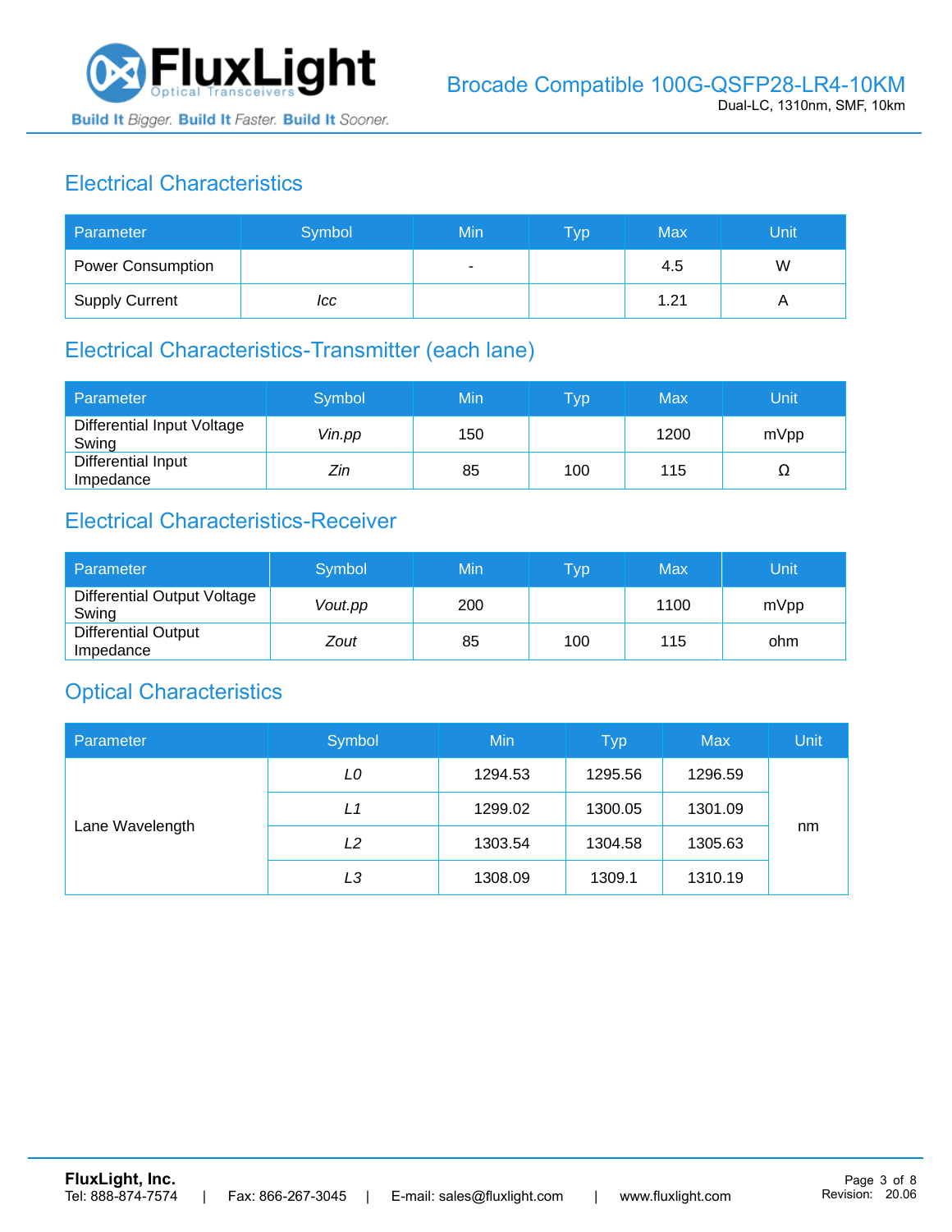## Electrical Characteristics

| Parameter | Symbol | Min | Typ | Max | Unit |
|---|---|---|---|---|---|
| Power Consumption | | - | | 4.5 | W |
| Supply Current | *Icc* | | | 1.21 | A |

## Electrical Characteristics-Transmitter (each lane)

| Parameter | Symbol | Min | Typ | Max | Unit |
|---|---|---|---|---|---|
| Differential Input Voltage Swing | *Vin.pp* | 150 | | 1200 | mVpp |
| Differential Input Impedance | *Zin* | 85 | 100 | 115 | Ω |

## Electrical Characteristics-Receiver

| Parameter | Symbol | Min | Typ | Max | Unit |
|---|---|---|---|---|---|
| Differential Output Voltage Swing | *Vout.pp* | 200 | | 1100 | mVpp |
| Differential Output Impedance | *Zout* | 85 | 100 | 115 | ohm |

## Optical Characteristics

| Parameter | Symbol | Min | Typ | Max | Unit |
|---|---|---|---|---|---|
| Lane Wavelength | *L0* | 1294.53 | 1295.56 | 1296.59 | nm |
| | *L1* | 1299.02 | 1300.05 | 1301.09 | |
| | *L2* | 1303.54 | 1304.58 | 1305.63 | |
| | *L3* | 1308.09 | 1309.1 | 1310.19 | |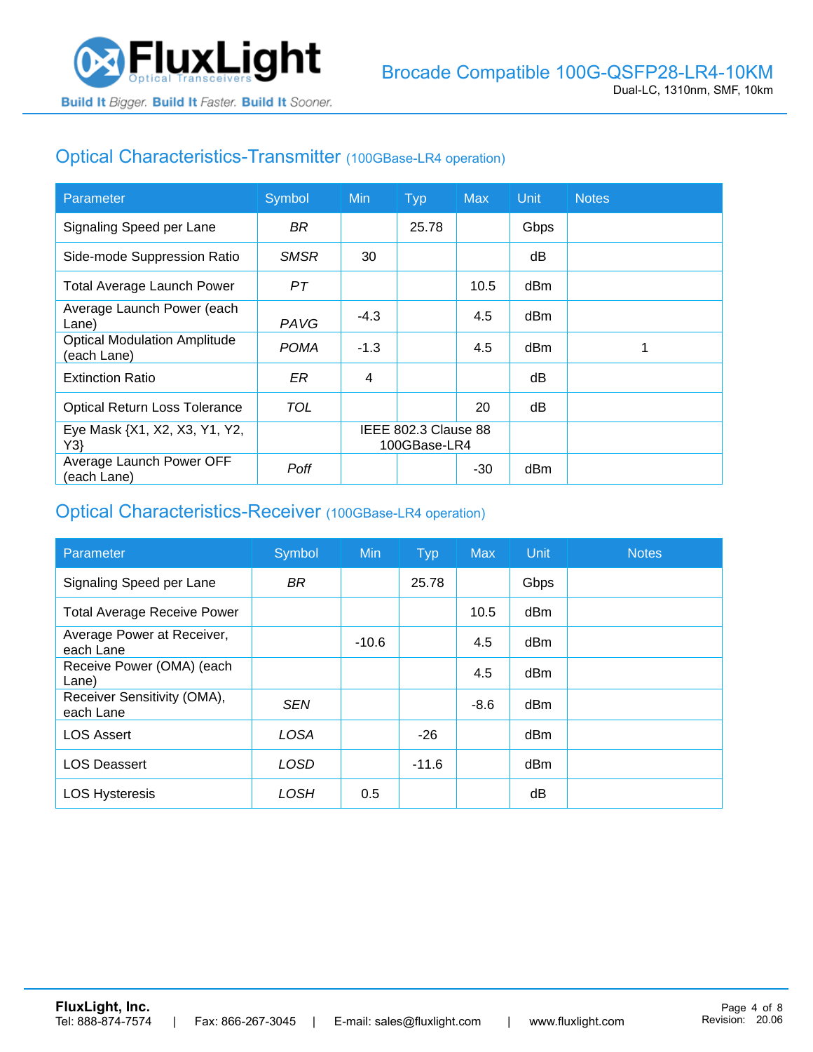## Optical Characteristics-Transmitter (100GBase-LR4 operation)

| Parameter | Symbol | Min | Typ | Max | Unit | Notes |
|---|---|---|---|---|---|---|
| Signaling Speed per Lane | *BR* | | 25.78 | | Gbps | |
| Side-mode Suppression Ratio | *SMSR* | 30 | | | dB | |
| Total Average Launch Power | *PT* | | | 10.5 | dBm | |
| Average Launch Power (each Lane) | *PAVG* | -4.3 | | 4.5 | dBm | |
| Optical Modulation Amplitude (each Lane) | *POMA* | -1.3 | | 4.5 | dBm | 1 |
| Extinction Ratio | *ER* | 4 | | | dB | |
| Optical Return Loss Tolerance | *TOL* | | | 20 | dB | |
| Eye Mask {X1, X2, X3, Y1, Y2, Y3} | | IEEE 802.3 Clause 88 100GBase-LR4 | | | | |
| Average Launch Power OFF (each Lane) | *Poff* | | | -30 | dBm | |

## Optical Characteristics-Receiver (100GBase-LR4 operation)

| Parameter | Symbol | Min | Typ | Max | Unit | Notes |
|---|---|---|---|---|---|---|
| Signaling Speed per Lane | *BR* | | 25.78 | | Gbps | |
| Total Average Receive Power | | | | 10.5 | dBm | |
| Average Power at Receiver, each Lane | | -10.6 | | 4.5 | dBm | |
| Receive Power (OMA) (each Lane) | | | | 4.5 | dBm | |
| Receiver Sensitivity (OMA), each Lane | *SEN* | | | -8.6 | dBm | |
| LOS Assert | *LOSA* | | -26 | | dBm | |
| LOS Deassert | *LOSD* | | -11.6 | | dBm | |
| LOS Hysteresis | *LOSH* | 0.5 | | | dB | |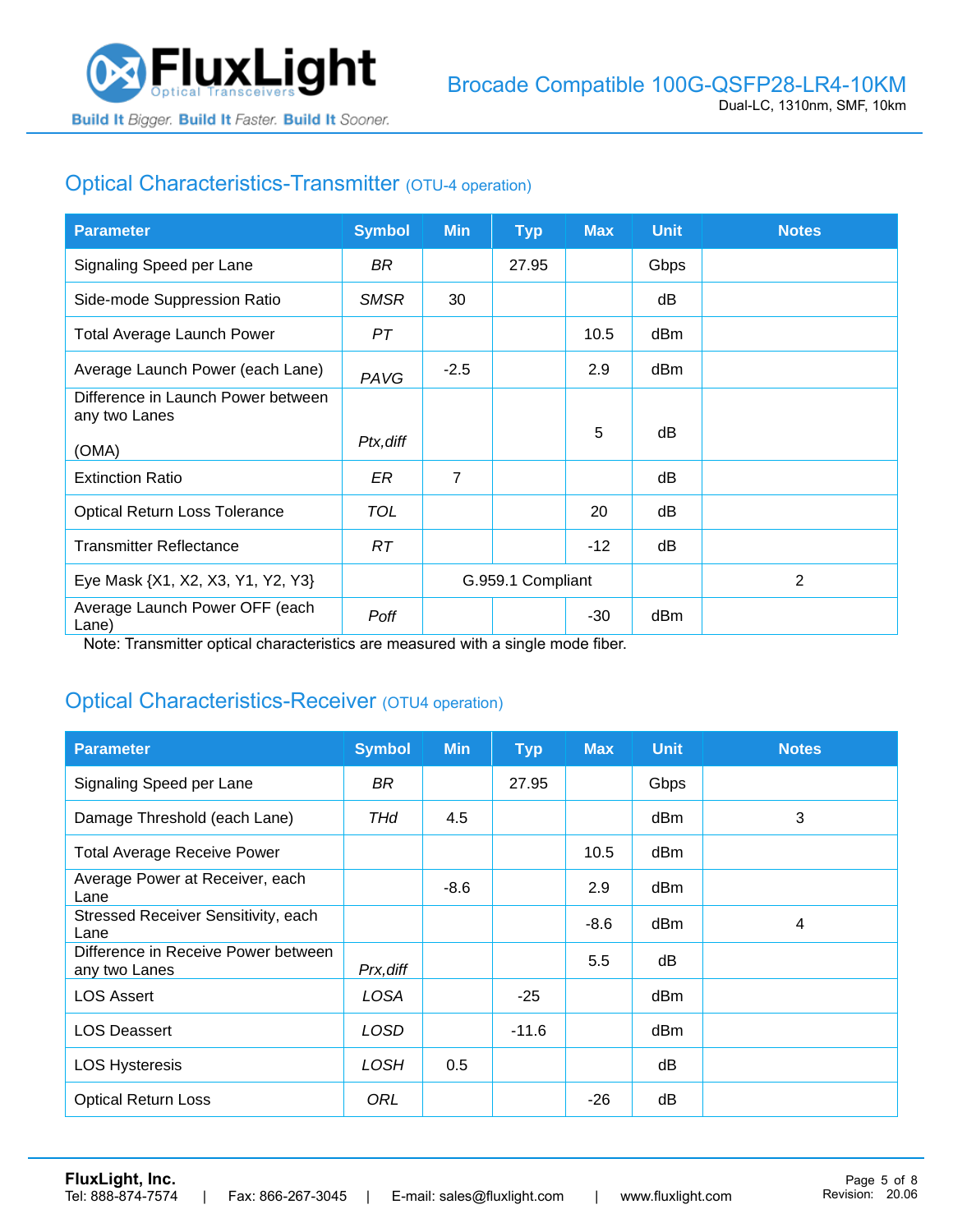## Optical Characteristics-Transmitter (OTU-4 operation)

| Parameter | Symbol | Min | Typ | Max | Unit | Notes |
|---|---|---|---|---|---|---|
| Signaling Speed per Lane | *BR* | | 27.95 | | Gbps | |
| Side-mode Suppression Ratio | *SMSR* | 30 | | | dB | |
| Total Average Launch Power | *PT* | | | 10.5 | dBm | |
| Average Launch Power (each Lane) | *PAVG* | -2.5 | | 2.9 | dBm | |
| Difference in Launch Power between any two Lanes (OMA) | *Ptx,diff* | | | 5 | dB | |
| Extinction Ratio | *ER* | 7 | | | dB | |
| Optical Return Loss Tolerance | *TOL* | | | 20 | dB | |
| Transmitter Reflectance | *RT* | | | -12 | dB | |
| Eye Mask {X1, X2, X3, Y1, Y2, Y3} | | G.959.1 Compliant | | | | 2 |
| Average Launch Power OFF (each Lane) | *Poff* | | | -30 | dBm | |

Note: Transmitter optical characteristics are measured with a single mode fiber.

## Optical Characteristics-Receiver (OTU4 operation)

| Parameter | Symbol | Min | Typ | Max | Unit | Notes |
|---|---|---|---|---|---|---|
| Signaling Speed per Lane | *BR* | | 27.95 | | Gbps | |
| Damage Threshold (each Lane) | *THd* | 4.5 | | | dBm | 3 |
| Total Average Receive Power | | | | 10.5 | dBm | |
| Average Power at Receiver, each Lane | | -8.6 | | 2.9 | dBm | |
| Stressed Receiver Sensitivity, each Lane | | | | -8.6 | dBm | 4 |
| Difference in Receive Power between any two Lanes | *Prx,diff* | | | 5.5 | dB | |
| LOS Assert | *LOSA* | | -25 | | dBm | |
| LOS Deassert | *LOSD* | | -11.6 | | dBm | |
| LOS Hysteresis | *LOSH* | 0.5 | | | dB | |
| Optical Return Loss | *ORL* | | | -26 | dB | |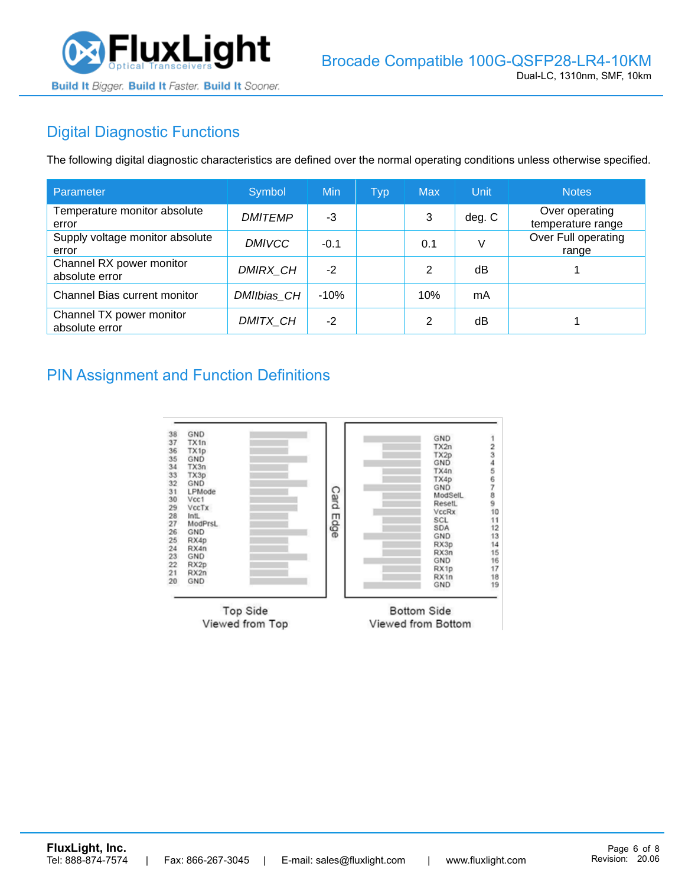## Digital Diagnostic Functions

The following digital diagnostic characteristics are defined over the normal operating conditions unless otherwise specified.

| Parameter | Symbol | Min | Typ | Max | Unit | Notes |
|---|---|---|---|---|---|---|
| Temperature monitor absolute error | *DMITEMP* | -3 | | 3 | deg. C | Over operating temperature range |
| Supply voltage monitor absolute error | *DMIVCC* | -0.1 | | 0.1 | V | Over Full operating range |
| Channel RX power monitor absolute error | *DMIRX_CH* | -2 | | 2 | dB | 1 |
| Channel Bias current monitor | *DMIIbias_CH* | -10% | | 10% | mA | |
| Channel TX power monitor absolute error | *DMITX_CH* | -2 | | 2 | dB | 1 |

## PIN Assignment and Function Definitions

| Pin | Top Side (Viewed from Top) |
|---|---|
| 38 | GND |
| 37 | TX1n |
| 36 | TX1p |
| 35 | GND |
| 34 | TX3n |
| 33 | TX3p |
| 32 | GND |
| 31 | LPMode |
| 30 | Vcc1 |
| 29 | VccTx |
| 28 | IntL |
| 27 | ModPrsL |
| 26 | GND |
| 25 | RX4p |
| 24 | RX4n |
| 23 | GND |
| 22 | RX2p |
| 21 | RX2n |
| 20 | GND |

| Pin | Bottom Side (Viewed from Bottom) |
|---|---|
| 1 | GND |
| 2 | TX2n |
| 3 | TX2p |
| 4 | GND |
| 5 | TX4n |
| 6 | TX4p |
| 7 | GND |
| 8 | ModSelL |
| 9 | ResetL |
| 10 | VccRx |
| 11 | SCL |
| 12 | SDA |
| 13 | GND |
| 14 | RX3p |
| 15 | RX3n |
| 16 | GND |
| 17 | RX1p |
| 18 | RX1n |
| 19 | GND |

Card Edge

Top Side
Viewed from Top

Bottom Side
Viewed from Bottom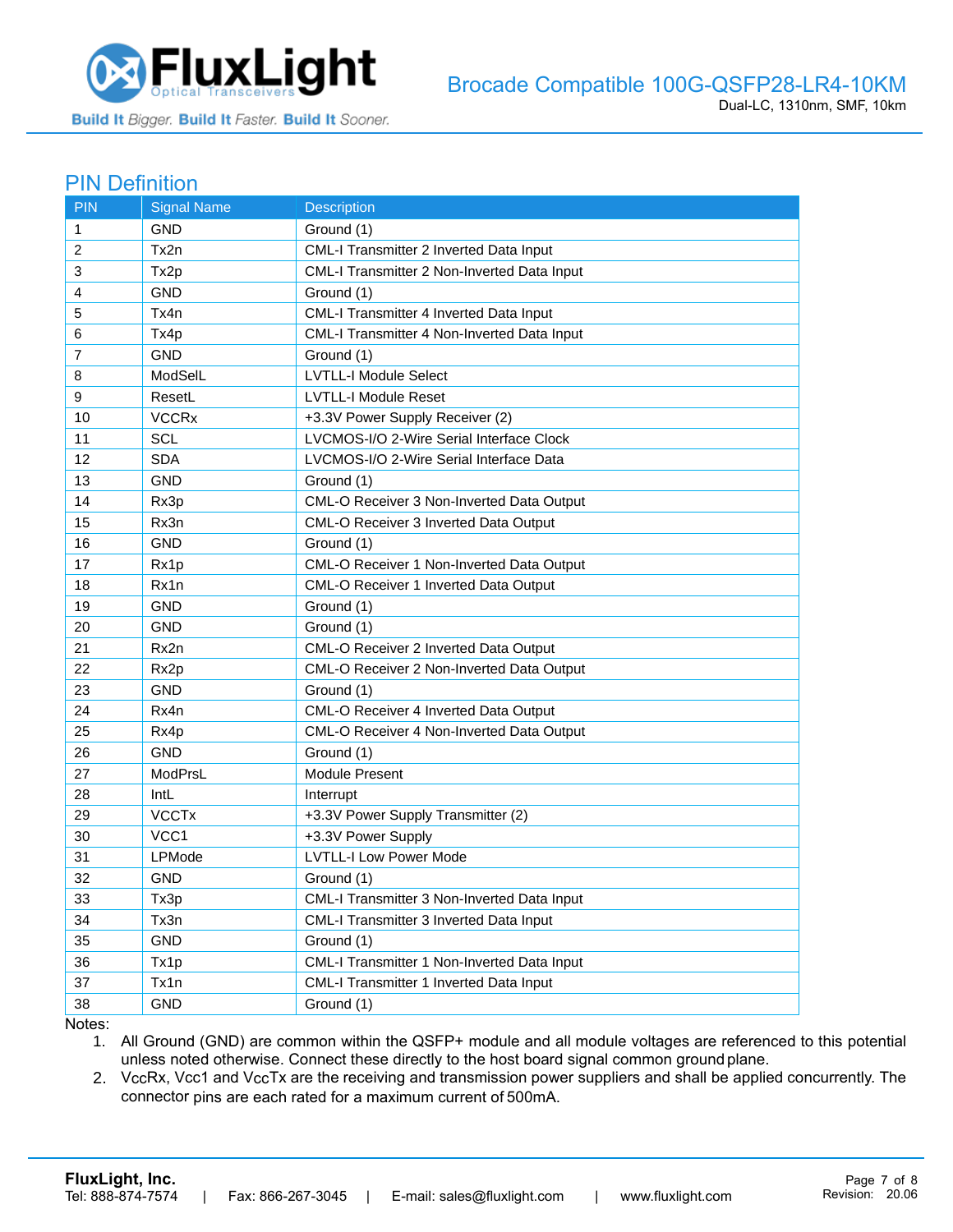## PIN Definition

| PIN | Signal Name | Description |
|---|---|---|
| 1 | GND | Ground (1) |
| 2 | Tx2n | CML-I Transmitter 2 Inverted Data Input |
| 3 | Tx2p | CML-I Transmitter 2 Non-Inverted Data Input |
| 4 | GND | Ground (1) |
| 5 | Tx4n | CML-I Transmitter 4 Inverted Data Input |
| 6 | Tx4p | CML-I Transmitter 4 Non-Inverted Data Input |
| 7 | GND | Ground (1) |
| 8 | ModSelL | LVTLL-I Module Select |
| 9 | ResetL | LVTLL-I Module Reset |
| 10 | VCCRx | +3.3V Power Supply Receiver (2) |
| 11 | SCL | LVCMOS-I/O 2-Wire Serial Interface Clock |
| 12 | SDA | LVCMOS-I/O 2-Wire Serial Interface Data |
| 13 | GND | Ground (1) |
| 14 | Rx3p | CML-O Receiver 3 Non-Inverted Data Output |
| 15 | Rx3n | CML-O Receiver 3 Inverted Data Output |
| 16 | GND | Ground (1) |
| 17 | Rx1p | CML-O Receiver 1 Non-Inverted Data Output |
| 18 | Rx1n | CML-O Receiver 1 Inverted Data Output |
| 19 | GND | Ground (1) |
| 20 | GND | Ground (1) |
| 21 | Rx2n | CML-O Receiver 2 Inverted Data Output |
| 22 | Rx2p | CML-O Receiver 2 Non-Inverted Data Output |
| 23 | GND | Ground (1) |
| 24 | Rx4n | CML-O Receiver 4 Inverted Data Output |
| 25 | Rx4p | CML-O Receiver 4 Non-Inverted Data Output |
| 26 | GND | Ground (1) |
| 27 | ModPrsL | Module Present |
| 28 | IntL | Interrupt |
| 29 | VCCTx | +3.3V Power Supply Transmitter (2) |
| 30 | VCC1 | +3.3V Power Supply |
| 31 | LPMode | LVTLL-I Low Power Mode |
| 32 | GND | Ground (1) |
| 33 | Tx3p | CML-I Transmitter 3 Non-Inverted Data Input |
| 34 | Tx3n | CML-I Transmitter 3 Inverted Data Input |
| 35 | GND | Ground (1) |
| 36 | Tx1p | CML-I Transmitter 1 Non-Inverted Data Input |
| 37 | Tx1n | CML-I Transmitter 1 Inverted Data Input |
| 38 | GND | Ground (1) |

Notes:

1. All Ground (GND) are common within the QSFP+ module and all module voltages are referenced to this potential unless noted otherwise. Connect these directly to the host board signal common ground plane.
2. VccRx, Vcc1 and VccTx are the receiving and transmission power suppliers and shall be applied concurrently. The connector pins are each rated for a maximum current of 500mA.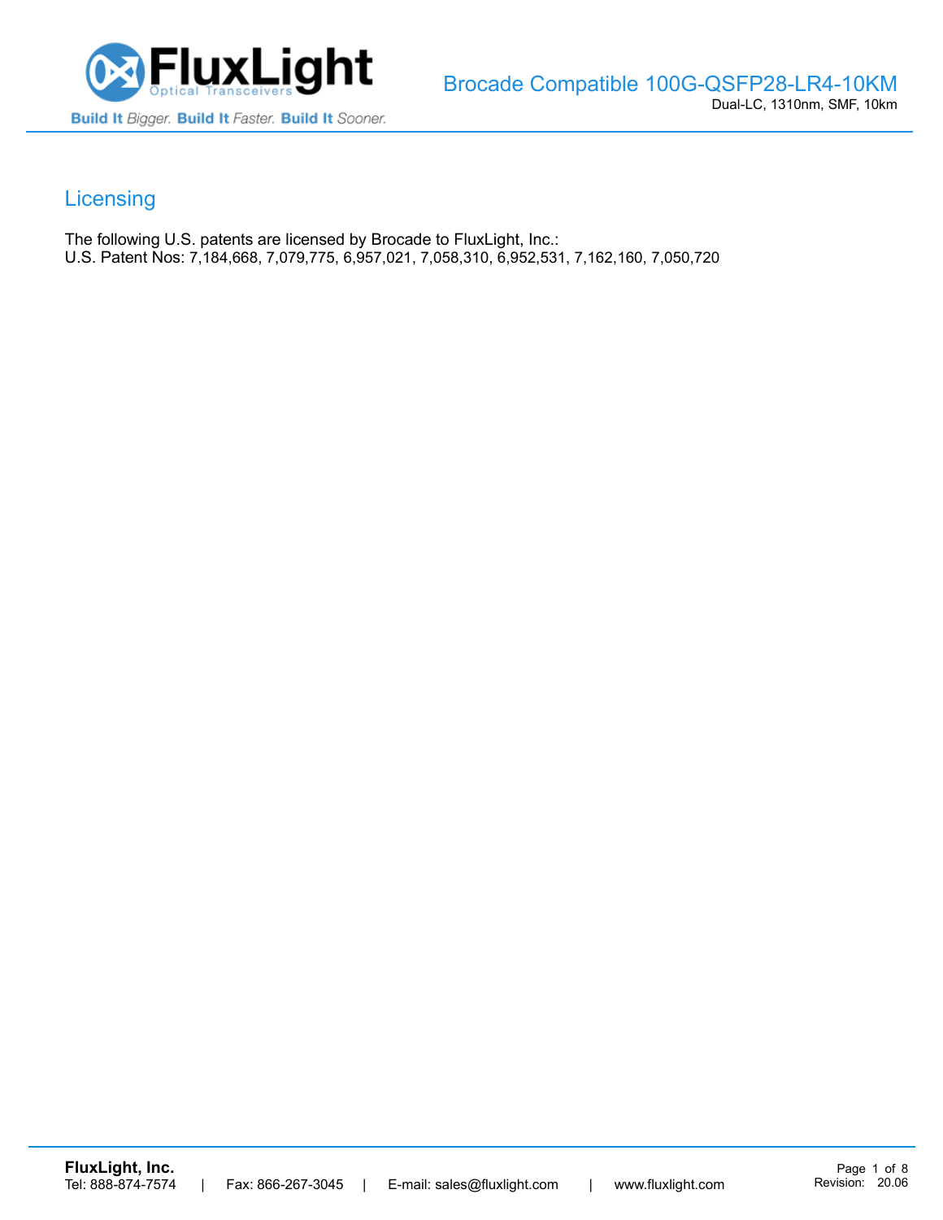## Licensing

The following U.S. patents are licensed by Brocade to FluxLight, Inc.:
U.S. Patent Nos: 7,184,668, 7,079,775, 6,957,021, 7,058,310, 6,952,531, 7,162,160, 7,050,720